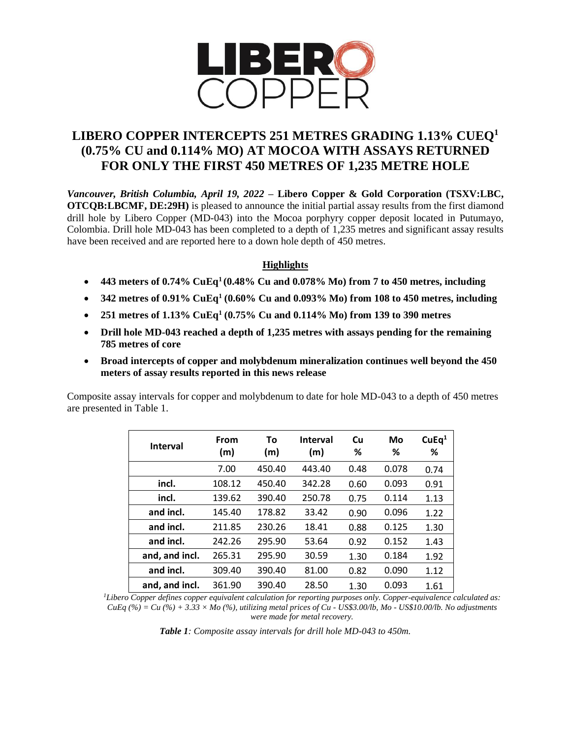# LIBERO COPPER INTERCEPTS 251 METRES GRADING 1.13% CUEQ[1] (0.75% CU and 0.114% MO) AT MOCOA WITH ASSAYS RETURNED FOR ONLY THE FIRST 450 METRES OF 1,235 METRE HOLE

***Vancouver, British Columbia, April 19, 2022*** – **Libero Copper & Gold Corporation (TSXV:LBC, OTCQB:LBCMF, DE:29H)** is pleased to announce the initial partial assay results from the first diamond drill hole by Libero Copper (MD-043) into the Mocoa porphyry copper deposit located in Putumayo, Colombia. Drill hole MD-043 has been completed to a depth of 1,235 metres and significant assay results have been received and are reported here to a down hole depth of 450 metres.

## Highlights

- **443 meters of 0.74% CuEq[1] (0.48% Cu and 0.078% Mo) from 7 to 450 metres, including**
- **342 metres of 0.91% CuEq[1] (0.60% Cu and 0.093% Mo) from 108 to 450 metres, including**
- **251 metres of 1.13% CuEq[1] (0.75% Cu and 0.114% Mo) from 139 to 390 metres**
- **Drill hole MD-043 reached a depth of 1,235 metres with assays pending for the remaining 785 metres of core**
- **Broad intercepts of copper and molybdenum mineralization continues well beyond the 450 meters of assay results reported in this news release**

Composite assay intervals for copper and molybdenum to date for hole MD-043 to a depth of 450 metres are presented in Table 1.

| Interval | From (m) | To (m) | Interval (m) | Cu % | Mo % | CuEq[1] % |
|---|---|---|---|---|---|---|
| | 7.00 | 450.40 | 443.40 | 0.48 | 0.078 | 0.74 |
| incl. | 108.12 | 450.40 | 342.28 | 0.60 | 0.093 | 0.91 |
| incl. | 139.62 | 390.40 | 250.78 | 0.75 | 0.114 | 1.13 |
| and incl. | 145.40 | 178.82 | 33.42 | 0.90 | 0.096 | 1.22 |
| and incl. | 211.85 | 230.26 | 18.41 | 0.88 | 0.125 | 1.30 |
| and incl. | 242.26 | 295.90 | 53.64 | 0.92 | 0.152 | 1.43 |
| and, and incl. | 265.31 | 295.90 | 30.59 | 1.30 | 0.184 | 1.92 |
| and incl. | 309.40 | 390.40 | 81.00 | 0.82 | 0.090 | 1.12 |
| and, and incl. | 361.90 | 390.40 | 28.50 | 1.30 | 0.093 | 1.61 |

*[1]Libero Copper defines copper equivalent calculation for reporting purposes only. Copper-equivalence calculated as: CuEq (%) = Cu (%) + 3.33 × Mo (%), utilizing metal prices of Cu - US$3.00/lb, Mo - US$10.00/lb. No adjustments were made for metal recovery.*

***Table 1**: Composite assay intervals for drill hole MD-043 to 450m.*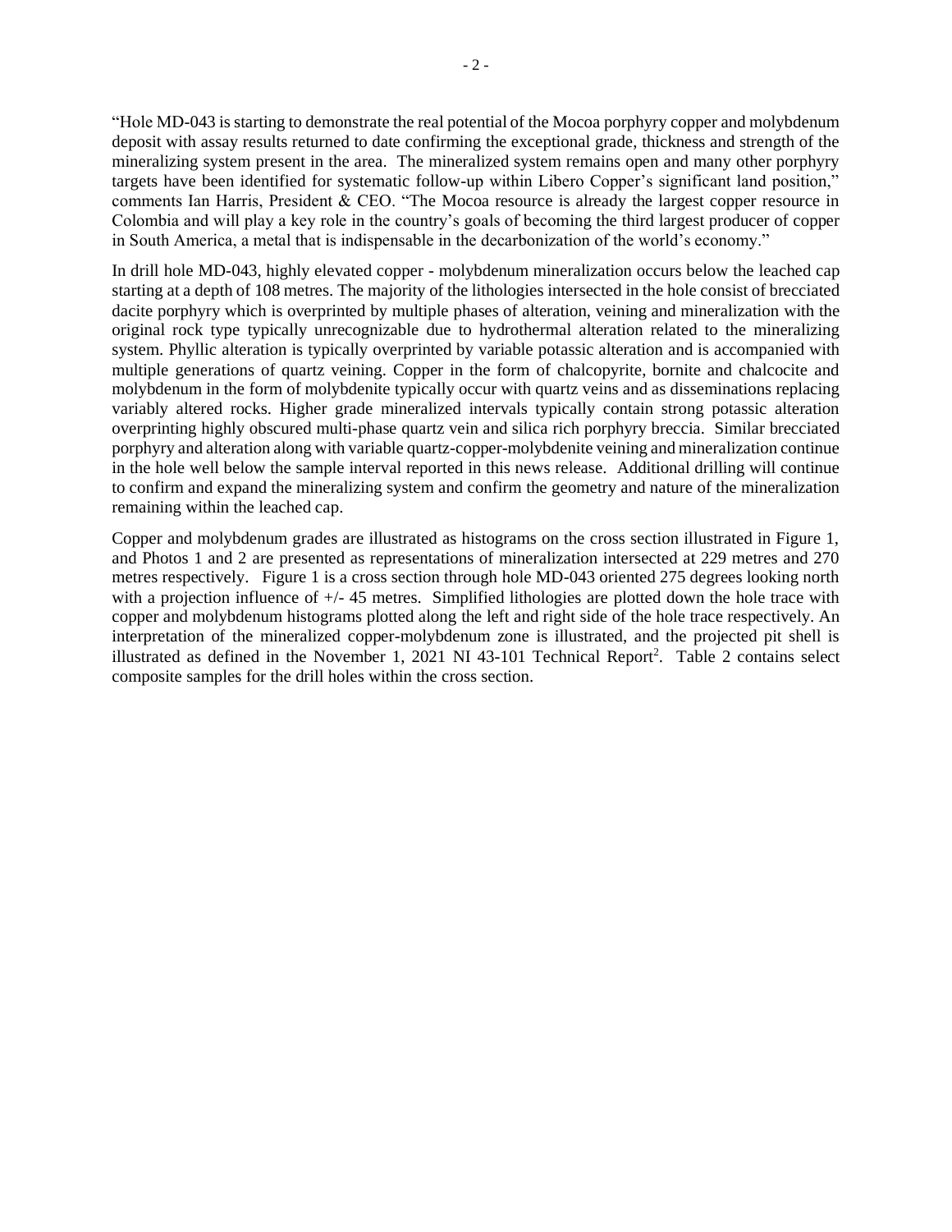"Hole MD-043 is starting to demonstrate the real potential of the Mocoa porphyry copper and molybdenum deposit with assay results returned to date confirming the exceptional grade, thickness and strength of the mineralizing system present in the area. The mineralized system remains open and many other porphyry targets have been identified for systematic follow-up within Libero Copper's significant land position," comments Ian Harris, President & CEO. "The Mocoa resource is already the largest copper resource in Colombia and will play a key role in the country's goals of becoming the third largest producer of copper in South America, a metal that is indispensable in the decarbonization of the world's economy."

In drill hole MD-043, highly elevated copper - molybdenum mineralization occurs below the leached cap starting at a depth of 108 metres. The majority of the lithologies intersected in the hole consist of brecciated dacite porphyry which is overprinted by multiple phases of alteration, veining and mineralization with the original rock type typically unrecognizable due to hydrothermal alteration related to the mineralizing system. Phyllic alteration is typically overprinted by variable potassic alteration and is accompanied with multiple generations of quartz veining. Copper in the form of chalcopyrite, bornite and chalcocite and molybdenum in the form of molybdenite typically occur with quartz veins and as disseminations replacing variably altered rocks. Higher grade mineralized intervals typically contain strong potassic alteration overprinting highly obscured multi-phase quartz vein and silica rich porphyry breccia. Similar brecciated porphyry and alteration along with variable quartz-copper-molybdenite veining and mineralization continue in the hole well below the sample interval reported in this news release. Additional drilling will continue to confirm and expand the mineralizing system and confirm the geometry and nature of the mineralization remaining within the leached cap.

Copper and molybdenum grades are illustrated as histograms on the cross section illustrated in Figure 1, and Photos 1 and 2 are presented as representations of mineralization intersected at 229 metres and 270 metres respectively. Figure 1 is a cross section through hole MD-043 oriented 275 degrees looking north with a projection influence of +/- 45 metres. Simplified lithologies are plotted down the hole trace with copper and molybdenum histograms plotted along the left and right side of the hole trace respectively. An interpretation of the mineralized copper-molybdenum zone is illustrated, and the projected pit shell is illustrated as defined in the November 1, 2021 NI 43-101 Technical Report[2]. Table 2 contains select composite samples for the drill holes within the cross section.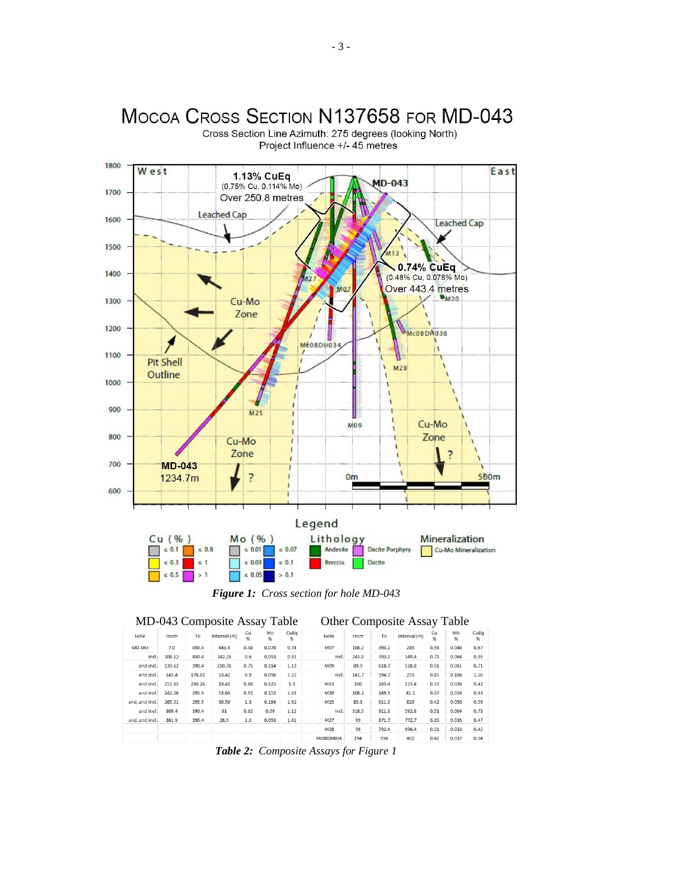Figure 1: Cross section for hole MD-043

| MD-043 Composite Assay Table | | | | | | |
|---|---|---|---|---|---|---|
| Hole | From | To | Interval (m) | Cu % | Mo % | CuEq % |
| MD-043 | 7.0 | 450.4 | 443.4 | 0.48 | 0.078 | 0.74 |
| incl. | 108.12 | 450.4 | 342.28 | 0.6 | 0.093 | 0.91 |
| and incl. | 139.62 | 390.4 | 250.78 | 0.75 | 0.114 | 1.13 |
| and incl. | 145.4 | 178.82 | 33.42 | 0.9 | 0.096 | 1.22 |
| and incl. | 211.85 | 230.26 | 18.41 | 0.88 | 0.125 | 1.3 |
| and incl. | 242.26 | 295.9 | 53.64 | 0.92 | 0.152 | 1.43 |
| and, and incl. | 265.31 | 295.9 | 30.59 | 1.3 | 0.184 | 1.92 |
| and incl. | 309.4 | 390.4 | 81 | 0.82 | 0.09 | 1.12 |
| and, and incl. | 361.9 | 390.4 | 28.5 | 1.3 | 0.093 | 1.61 |

| Other Composite Assay Table | | | | | | |
|---|---|---|---|---|---|---|
| Hole | From | To | Interval (m) | Cu % | Mo % | CuEq % |
| M07 | 108.2 | 393.2 | 285 | 0.54 | 0.040 | 0.67 |
| incl. | 243.8 | 393.2 | 149.4 | 0.73 | 0.064 | 0.95 |
| M09 | 89.9 | 618.7 | 528.8 | 0.51 | 0.061 | 0.71 |
| incl. | 141.7 | 394.7 | 253 | 0.85 | 0.106 | 1.20 |
| M13 | 160 | 283.4 | 123.4 | 0.33 | 0.026 | 0.42 |
| M20 | 108.2 | 149.3 | 41.1 | 0.37 | 0.016 | 0.43 |
| M25 | 85.3 | 911.3 | 826 | 0.42 | 0.050 | 0.59 |
| incl. | 318.5 | 911.3 | 592.8 | 0.51 | 0.064 | 0.73 |
| M27 | 99 | 871.7 | 772.7 | 0.35 | 0.035 | 0.47 |
| M28 | 96 | 792.4 | 696.4 | 0.31 | 0.033 | 0.42 |
| Mc08DH034 | 194 | 596 | 402 | 0.42 | 0.037 | 0.54 |

*Table 2: Composite Assays for Figure 1*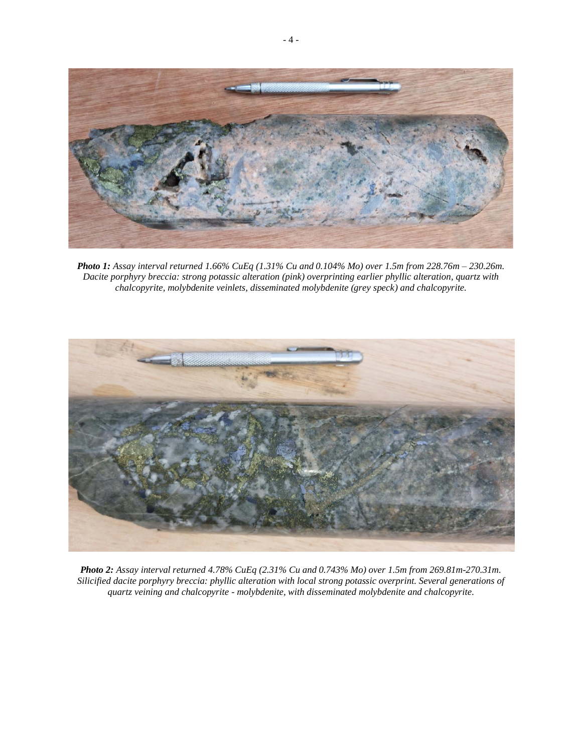***Photo 1:*** *Assay interval returned 1.66% CuEq (1.31% Cu and 0.104% Mo) over 1.5m from 228.76m – 230.26m. Dacite porphyry breccia: strong potassic alteration (pink) overprinting earlier phyllic alteration, quartz with chalcopyrite, molybdenite veinlets, disseminated molybdenite (grey speck) and chalcopyrite.*

***Photo 2:*** *Assay interval returned 4.78% CuEq (2.31% Cu and 0.743% Mo) over 1.5m from 269.81m-270.31m. Silicified dacite porphyry breccia: phyllic alteration with local strong potassic overprint. Several generations of quartz veining and chalcopyrite - molybdenite, with disseminated molybdenite and chalcopyrite.*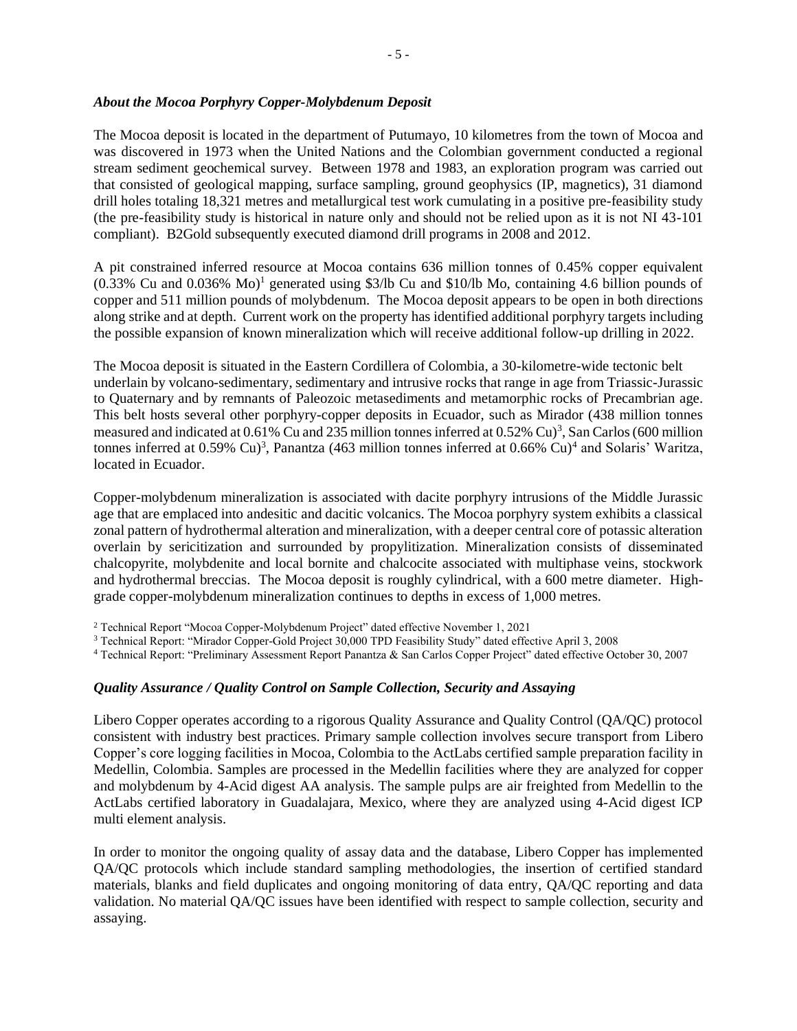### *About the Mocoa Porphyry Copper-Molybdenum Deposit*

The Mocoa deposit is located in the department of Putumayo, 10 kilometres from the town of Mocoa and was discovered in 1973 when the United Nations and the Colombian government conducted a regional stream sediment geochemical survey. Between 1978 and 1983, an exploration program was carried out that consisted of geological mapping, surface sampling, ground geophysics (IP, magnetics), 31 diamond drill holes totaling 18,321 metres and metallurgical test work cumulating in a positive pre-feasibility study (the pre-feasibility study is historical in nature only and should not be relied upon as it is not NI 43-101 compliant). B2Gold subsequently executed diamond drill programs in 2008 and 2012.

A pit constrained inferred resource at Mocoa contains 636 million tonnes of 0.45% copper equivalent (0.33% Cu and 0.036% Mo)[1] generated using $3/lb Cu and $10/lb Mo, containing 4.6 billion pounds of copper and 511 million pounds of molybdenum. The Mocoa deposit appears to be open in both directions along strike and at depth. Current work on the property has identified additional porphyry targets including the possible expansion of known mineralization which will receive additional follow-up drilling in 2022.

The Mocoa deposit is situated in the Eastern Cordillera of Colombia, a 30-kilometre-wide tectonic belt underlain by volcano-sedimentary, sedimentary and intrusive rocks that range in age from Triassic-Jurassic to Quaternary and by remnants of Paleozoic metasediments and metamorphic rocks of Precambrian age. This belt hosts several other porphyry-copper deposits in Ecuador, such as Mirador (438 million tonnes measured and indicated at 0.61% Cu and 235 million tonnes inferred at 0.52% Cu)[3], San Carlos (600 million tonnes inferred at 0.59% Cu)[3], Panantza (463 million tonnes inferred at 0.66% Cu)[4] and Solaris' Waritza, located in Ecuador.

Copper-molybdenum mineralization is associated with dacite porphyry intrusions of the Middle Jurassic age that are emplaced into andesitic and dacitic volcanics. The Mocoa porphyry system exhibits a classical zonal pattern of hydrothermal alteration and mineralization, with a deeper central core of potassic alteration overlain by sericitization and surrounded by propylitization. Mineralization consists of disseminated chalcopyrite, molybdenite and local bornite and chalcocite associated with multiphase veins, stockwork and hydrothermal breccias. The Mocoa deposit is roughly cylindrical, with a 600 metre diameter. High-grade copper-molybdenum mineralization continues to depths in excess of 1,000 metres.

[2] Technical Report "Mocoa Copper-Molybdenum Project" dated effective November 1, 2021

[3] Technical Report: "Mirador Copper-Gold Project 30,000 TPD Feasibility Study" dated effective April 3, 2008

[4] Technical Report: "Preliminary Assessment Report Panantza & San Carlos Copper Project" dated effective October 30, 2007

### *Quality Assurance / Quality Control on Sample Collection, Security and Assaying*

Libero Copper operates according to a rigorous Quality Assurance and Quality Control (QA/QC) protocol consistent with industry best practices. Primary sample collection involves secure transport from Libero Copper's core logging facilities in Mocoa, Colombia to the ActLabs certified sample preparation facility in Medellin, Colombia. Samples are processed in the Medellin facilities where they are analyzed for copper and molybdenum by 4-Acid digest AA analysis. The sample pulps are air freighted from Medellin to the ActLabs certified laboratory in Guadalajara, Mexico, where they are analyzed using 4-Acid digest ICP multi element analysis.

In order to monitor the ongoing quality of assay data and the database, Libero Copper has implemented QA/QC protocols which include standard sampling methodologies, the insertion of certified standard materials, blanks and field duplicates and ongoing monitoring of data entry, QA/QC reporting and data validation. No material QA/QC issues have been identified with respect to sample collection, security and assaying.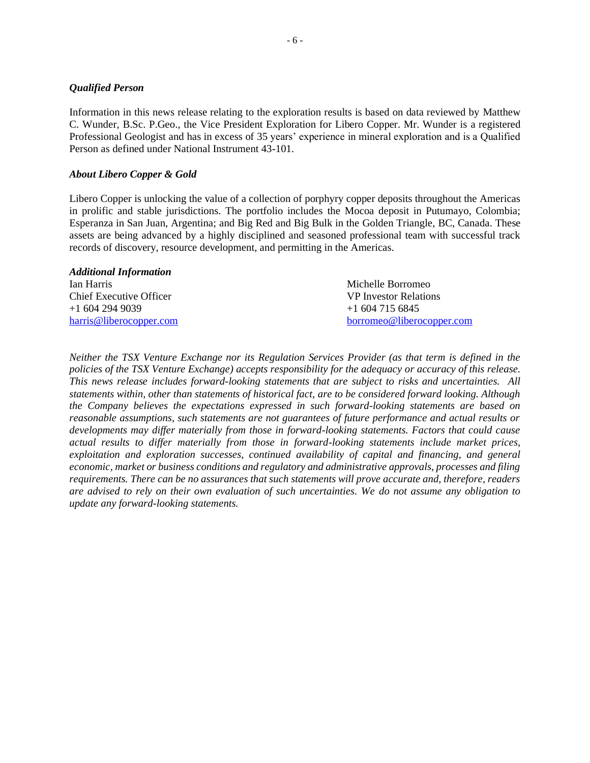***Qualified Person***

Information in this news release relating to the exploration results is based on data reviewed by Matthew C. Wunder, B.Sc. P.Geo., the Vice President Exploration for Libero Copper. Mr. Wunder is a registered Professional Geologist and has in excess of 35 years' experience in mineral exploration and is a Qualified Person as defined under National Instrument 43-101.

***About Libero Copper & Gold***

Libero Copper is unlocking the value of a collection of porphyry copper deposits throughout the Americas in prolific and stable jurisdictions. The portfolio includes the Mocoa deposit in Putumayo, Colombia; Esperanza in San Juan, Argentina; and Big Red and Big Bulk in the Golden Triangle, BC, Canada. These assets are being advanced by a highly disciplined and seasoned professional team with successful track records of discovery, resource development, and permitting in the Americas.

***Additional Information***

Ian Harris
Chief Executive Officer
+1 604 294 9039
harris@liberocopper.com

Michelle Borromeo
VP Investor Relations
+1 604 715 6845
borromeo@liberocopper.com

*Neither the TSX Venture Exchange nor its Regulation Services Provider (as that term is defined in the policies of the TSX Venture Exchange) accepts responsibility for the adequacy or accuracy of this release. This news release includes forward-looking statements that are subject to risks and uncertainties. All statements within, other than statements of historical fact, are to be considered forward looking. Although the Company believes the expectations expressed in such forward-looking statements are based on reasonable assumptions, such statements are not guarantees of future performance and actual results or developments may differ materially from those in forward-looking statements. Factors that could cause actual results to differ materially from those in forward-looking statements include market prices, exploitation and exploration successes, continued availability of capital and financing, and general economic, market or business conditions and regulatory and administrative approvals, processes and filing requirements. There can be no assurances that such statements will prove accurate and, therefore, readers are advised to rely on their own evaluation of such uncertainties. We do not assume any obligation to update any forward-looking statements.*